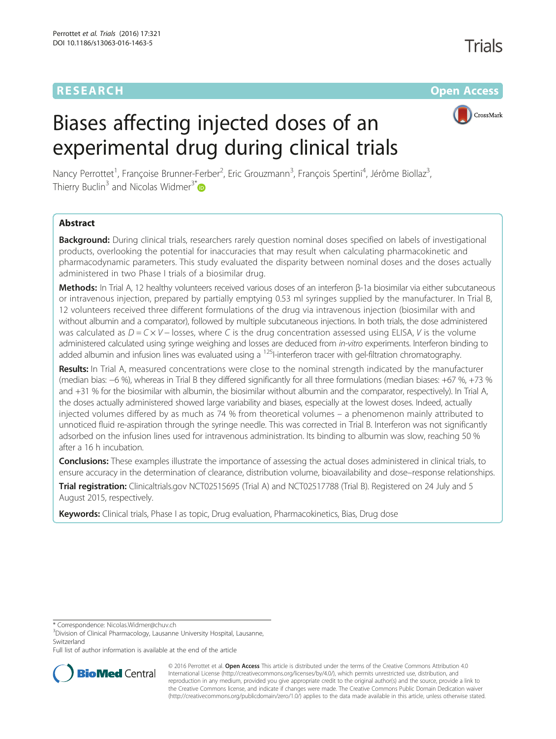RESEARCH Open Access

# Biases affecting injected doses of an experimental drug during clinical trials

Nancy Perrottet[1], Françoise Brunner-Ferber[2], Eric Grouzmann[3], François Spertini[4], Jérôme Biollaz[3], Thierry Buclin[3] and Nicolas Widmer[3*]

## Abstract

**Background:** During clinical trials, researchers rarely question nominal doses specified on labels of investigational products, overlooking the potential for inaccuracies that may result when calculating pharmacokinetic and pharmacodynamic parameters. This study evaluated the disparity between nominal doses and the doses actually administered in two Phase I trials of a biosimilar drug.

**Methods:** In Trial A, 12 healthy volunteers received various doses of an interferon β-1a biosimilar via either subcutaneous or intravenous injection, prepared by partially emptying 0.53 ml syringes supplied by the manufacturer. In Trial B, 12 volunteers received three different formulations of the drug via intravenous injection (biosimilar with and without albumin and a comparator), followed by multiple subcutaneous injections. In both trials, the dose administered was calculated as $D = C \times V$ – losses, where $C$ is the drug concentration assessed using ELISA, $V$ is the volume administered calculated using syringe weighing and losses are deduced from *in-vitro* experiments. Interferon binding to added albumin and infusion lines was evaluated using a $^{125}$I-interferon tracer with gel-filtration chromatography.

**Results:** In Trial A, measured concentrations were close to the nominal strength indicated by the manufacturer (median bias: −6 %), whereas in Trial B they differed significantly for all three formulations (median biases: +67 %, +73 % and +31 % for the biosimilar with albumin, the biosimilar without albumin and the comparator, respectively). In Trial A, the doses actually administered showed large variability and biases, especially at the lowest doses. Indeed, actually injected volumes differed by as much as 74 % from theoretical volumes – a phenomenon mainly attributed to unnoticed fluid re-aspiration through the syringe needle. This was corrected in Trial B. Interferon was not significantly adsorbed on the infusion lines used for intravenous administration. Its binding to albumin was slow, reaching 50 % after a 16 h incubation.

**Conclusions:** These examples illustrate the importance of assessing the actual doses administered in clinical trials, to ensure accuracy in the determination of clearance, distribution volume, bioavailability and dose–response relationships.

**Trial registration:** Clinicaltrials.gov NCT02515695 (Trial A) and NCT02517788 (Trial B). Registered on 24 July and 5 August 2015, respectively.

**Keywords:** Clinical trials, Phase I as topic, Drug evaluation, Pharmacokinetics, Bias, Drug dose

---

\* Correspondence: Nicolas.Widmer@chuv.ch
[3]Division of Clinical Pharmacology, Lausanne University Hospital, Lausanne, Switzerland
Full list of author information is available at the end of the article

© 2016 Perrottet et al. **Open Access** This article is distributed under the terms of the Creative Commons Attribution 4.0 International License (http://creativecommons.org/licenses/by/4.0/), which permits unrestricted use, distribution, and reproduction in any medium, provided you give appropriate credit to the original author(s) and the source, provide a link to the Creative Commons license, and indicate if changes were made. The Creative Commons Public Domain Dedication waiver (http://creativecommons.org/publicdomain/zero/1.0/) applies to the data made available in this article, unless otherwise stated.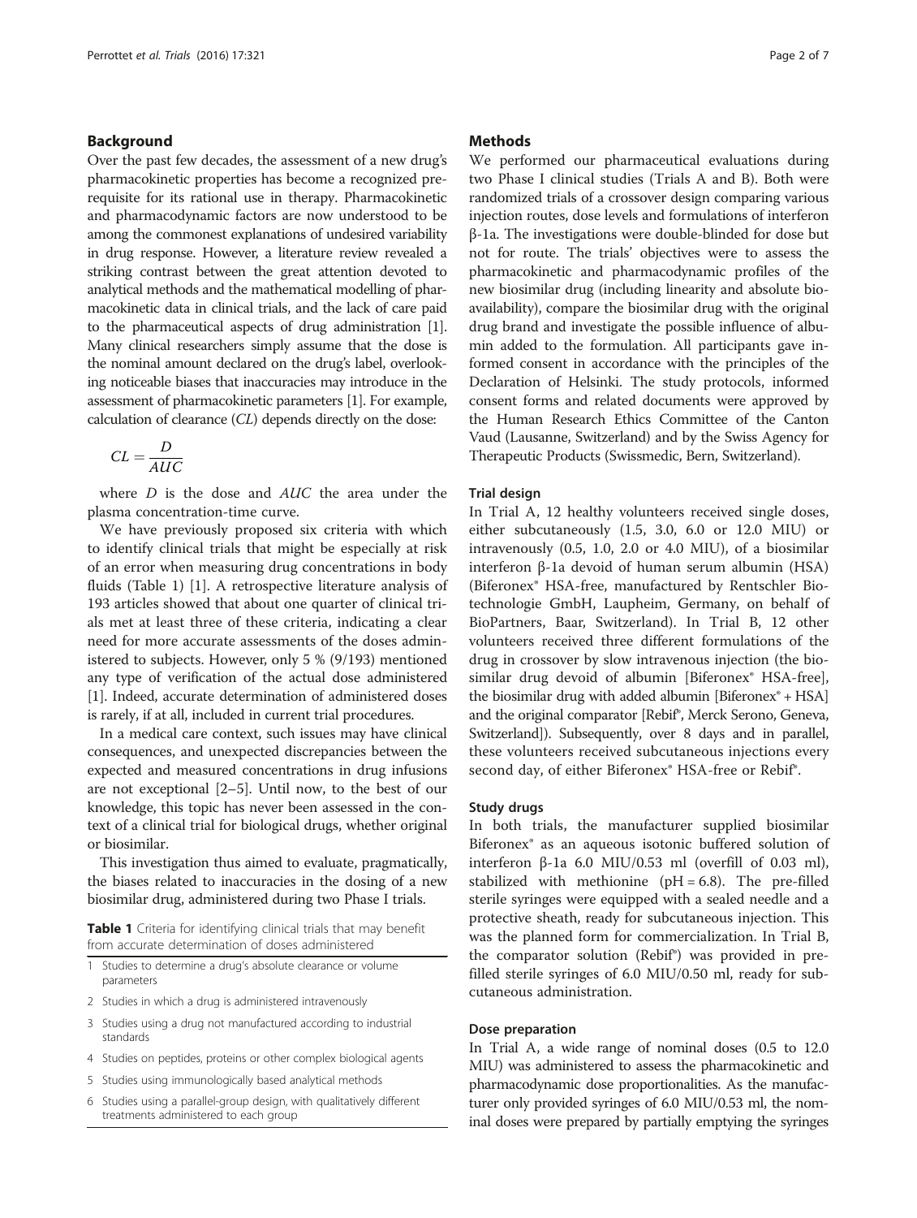## Background

Over the past few decades, the assessment of a new drug's pharmacokinetic properties has become a recognized prerequisite for its rational use in therapy. Pharmacokinetic and pharmacodynamic factors are now understood to be among the commonest explanations of undesired variability in drug response. However, a literature review revealed a striking contrast between the great attention devoted to analytical methods and the mathematical modelling of pharmacokinetic data in clinical trials, and the lack of care paid to the pharmaceutical aspects of drug administration [1]. Many clinical researchers simply assume that the dose is the nominal amount declared on the drug's label, overlooking noticeable biases that inaccuracies may introduce in the assessment of pharmacokinetic parameters [1]. For example, calculation of clearance (*CL*) depends directly on the dose:

$$CL = \frac{D}{AUC}$$

where $D$ is the dose and $AUC$ the area under the plasma concentration-time curve.

We have previously proposed six criteria with which to identify clinical trials that might be especially at risk of an error when measuring drug concentrations in body fluids (Table 1) [1]. A retrospective literature analysis of 193 articles showed that about one quarter of clinical trials met at least three of these criteria, indicating a clear need for more accurate assessments of the doses administered to subjects. However, only 5 % (9/193) mentioned any type of verification of the actual dose administered [1]. Indeed, accurate determination of administered doses is rarely, if at all, included in current trial procedures.

In a medical care context, such issues may have clinical consequences, and unexpected discrepancies between the expected and measured concentrations in drug infusions are not exceptional [2–5]. Until now, to the best of our knowledge, this topic has never been assessed in the context of a clinical trial for biological drugs, whether original or biosimilar.

This investigation thus aimed to evaluate, pragmatically, the biases related to inaccuracies in the dosing of a new biosimilar drug, administered during two Phase I trials.

**Table 1** Criteria for identifying clinical trials that may benefit from accurate determination of doses administered

| | |
|---|---|
| 1 | Studies to determine a drug's absolute clearance or volume parameters |
| 2 | Studies in which a drug is administered intravenously |
| 3 | Studies using a drug not manufactured according to industrial standards |
| 4 | Studies on peptides, proteins or other complex biological agents |
| 5 | Studies using immunologically based analytical methods |
| 6 | Studies using a parallel-group design, with qualitatively different treatments administered to each group |

## Methods

We performed our pharmaceutical evaluations during two Phase I clinical studies (Trials A and B). Both were randomized trials of a crossover design comparing various injection routes, dose levels and formulations of interferon β-1a. The investigations were double-blinded for dose but not for route. The trials' objectives were to assess the pharmacokinetic and pharmacodynamic profiles of the new biosimilar drug (including linearity and absolute bioavailability), compare the biosimilar drug with the original drug brand and investigate the possible influence of albumin added to the formulation. All participants gave informed consent in accordance with the principles of the Declaration of Helsinki. The study protocols, informed consent forms and related documents were approved by the Human Research Ethics Committee of the Canton Vaud (Lausanne, Switzerland) and by the Swiss Agency for Therapeutic Products (Swissmedic, Bern, Switzerland).

### Trial design

In Trial A, 12 healthy volunteers received single doses, either subcutaneously (1.5, 3.0, 6.0 or 12.0 MIU) or intravenously (0.5, 1.0, 2.0 or 4.0 MIU), of a biosimilar interferon β-1a devoid of human serum albumin (HSA) (Biferonex® HSA-free, manufactured by Rentschler Biotechnologie GmbH, Laupheim, Germany, on behalf of BioPartners, Baar, Switzerland). In Trial B, 12 other volunteers received three different formulations of the drug in crossover by slow intravenous injection (the biosimilar drug devoid of albumin [Biferonex® HSA-free], the biosimilar drug with added albumin [Biferonex® + HSA] and the original comparator [Rebif®, Merck Serono, Geneva, Switzerland]). Subsequently, over 8 days and in parallel, these volunteers received subcutaneous injections every second day, of either Biferonex® HSA-free or Rebif®.

### Study drugs

In both trials, the manufacturer supplied biosimilar Biferonex® as an aqueous isotonic buffered solution of interferon β-1a 6.0 MIU/0.53 ml (overfill of 0.03 ml), stabilized with methionine (pH = 6.8). The pre-filled sterile syringes were equipped with a sealed needle and a protective sheath, ready for subcutaneous injection. This was the planned form for commercialization. In Trial B, the comparator solution (Rebif®) was provided in pre-filled sterile syringes of 6.0 MIU/0.50 ml, ready for subcutaneous administration.

### Dose preparation

In Trial A, a wide range of nominal doses (0.5 to 12.0 MIU) was administered to assess the pharmacokinetic and pharmacodynamic dose proportionalities. As the manufacturer only provided syringes of 6.0 MIU/0.53 ml, the nominal doses were prepared by partially emptying the syringes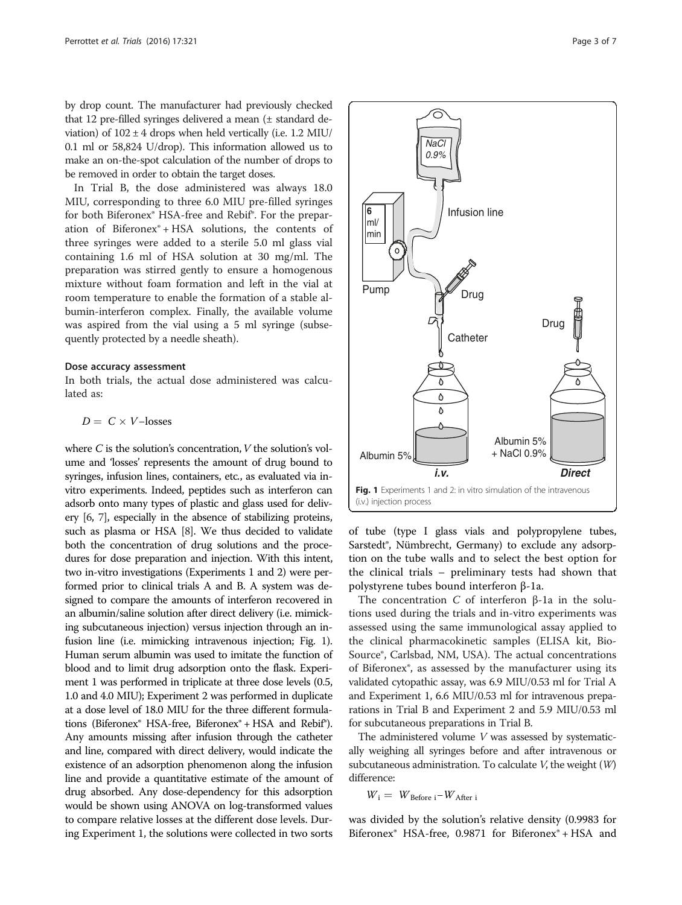by drop count. The manufacturer had previously checked that 12 pre-filled syringes delivered a mean (± standard deviation) of 102 ± 4 drops when held vertically (i.e. 1.2 MIU/ 0.1 ml or 58,824 U/drop). This information allowed us to make an on-the-spot calculation of the number of drops to be removed in order to obtain the target doses.

In Trial B, the dose administered was always 18.0 MIU, corresponding to three 6.0 MIU pre-filled syringes for both Biferonex® HSA-free and Rebif®. For the preparation of Biferonex® + HSA solutions, the contents of three syringes were added to a sterile 5.0 ml glass vial containing 1.6 ml of HSA solution at 30 mg/ml. The preparation was stirred gently to ensure a homogenous mixture without foam formation and left in the vial at room temperature to enable the formation of a stable albumin-interferon complex. Finally, the available volume was aspired from the vial using a 5 ml syringe (subsequently protected by a needle sheath).

#### Dose accuracy assessment

In both trials, the actual dose administered was calculated as:

$$D = C \times V - \text{losses}$$

where $C$ is the solution's concentration, $V$ the solution's volume and 'losses' represents the amount of drug bound to syringes, infusion lines, containers, etc., as evaluated via in-vitro experiments. Indeed, peptides such as interferon can adsorb onto many types of plastic and glass used for delivery [6, 7], especially in the absence of stabilizing proteins, such as plasma or HSA [8]. We thus decided to validate both the concentration of drug solutions and the procedures for dose preparation and injection. With this intent, two in-vitro investigations (Experiments 1 and 2) were performed prior to clinical trials A and B. A system was designed to compare the amounts of interferon recovered in an albumin/saline solution after direct delivery (i.e. mimicking subcutaneous injection) versus injection through an infusion line (i.e. mimicking intravenous injection; Fig. 1). Human serum albumin was used to imitate the function of blood and to limit drug adsorption onto the flask. Experiment 1 was performed in triplicate at three dose levels (0.5, 1.0 and 4.0 MIU); Experiment 2 was performed in duplicate at a dose level of 18.0 MIU for the three different formulations (Biferonex® HSA-free, Biferonex® + HSA and Rebif®). Any amounts missing after infusion through the catheter and line, compared with direct delivery, would indicate the existence of an adsorption phenomenon along the infusion line and provide a quantitative estimate of the amount of drug absorbed. Any dose-dependency for this adsorption would be shown using ANOVA on log-transformed values to compare relative losses at the different dose levels. During Experiment 1, the solutions were collected in two sorts of tube (type I glass vials and polypropylene tubes, Sarstedt®, Nümbrecht, Germany) to exclude any adsorption on the tube walls and to select the best option for the clinical trials – preliminary tests had shown that polystyrene tubes bound interferon β-1a.

**Fig. 1** Experiments 1 and 2: in vitro simulation of the intravenous (i.v.) injection process

The concentration $C$ of interferon β-1a in the solutions used during the trials and in-vitro experiments was assessed using the same immunological assay applied to the clinical pharmacokinetic samples (ELISA kit, Bio-Source®, Carlsbad, NM, USA). The actual concentrations of Biferonex®, as assessed by the manufacturer using its validated cytopathic assay, was 6.9 MIU/0.53 ml for Trial A and Experiment 1, 6.6 MIU/0.53 ml for intravenous preparations in Trial B and Experiment 2 and 5.9 MIU/0.53 ml for subcutaneous preparations in Trial B.

The administered volume $V$ was assessed by systematically weighing all syringes before and after intravenous or subcutaneous administration. To calculate $V$, the weight ($W$) difference:

$$W_i = W_{\text{Before } i} - W_{\text{After } i}$$

was divided by the solution's relative density (0.9983 for Biferonex® HSA-free, 0.9871 for Biferonex® + HSA and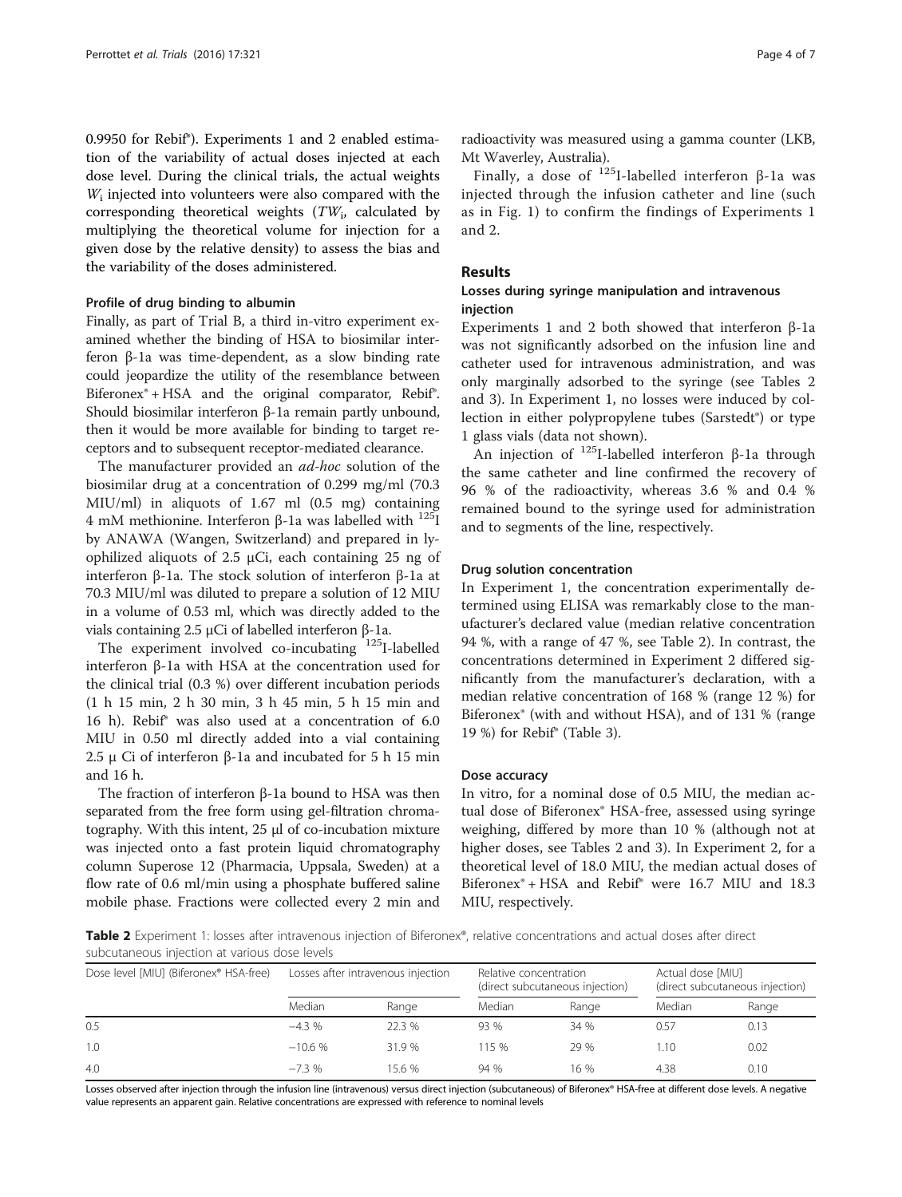0.9950 for Rebif®). Experiments 1 and 2 enabled estimation of the variability of actual doses injected at each dose level. During the clinical trials, the actual weights $W_i$ injected into volunteers were also compared with the corresponding theoretical weights ($TW_i$, calculated by multiplying the theoretical volume for injection for a given dose by the relative density) to assess the bias and the variability of the doses administered.

#### Profile of drug binding to albumin

Finally, as part of Trial B, a third in-vitro experiment examined whether the binding of HSA to biosimilar interferon β-1a was time-dependent, as a slow binding rate could jeopardize the utility of the resemblance between Biferonex® + HSA and the original comparator, Rebif®. Should biosimilar interferon β-1a remain partly unbound, then it would be more available for binding to target receptors and to subsequent receptor-mediated clearance.

The manufacturer provided an *ad-hoc* solution of the biosimilar drug at a concentration of 0.299 mg/ml (70.3 MIU/ml) in aliquots of 1.67 ml (0.5 mg) containing 4 mM methionine. Interferon β-1a was labelled with $^{125}$I by ANAWA (Wangen, Switzerland) and prepared in lyophilized aliquots of 2.5 μCi, each containing 25 ng of interferon β-1a. The stock solution of interferon β-1a at 70.3 MIU/ml was diluted to prepare a solution of 12 MIU in a volume of 0.53 ml, which was directly added to the vials containing 2.5 μCi of labelled interferon β-1a.

The experiment involved co-incubating $^{125}$I-labelled interferon β-1a with HSA at the concentration used for the clinical trial (0.3 %) over different incubation periods (1 h 15 min, 2 h 30 min, 3 h 45 min, 5 h 15 min and 16 h). Rebif® was also used at a concentration of 6.0 MIU in 0.50 ml directly added into a vial containing 2.5 μ Ci of interferon β-1a and incubated for 5 h 15 min and 16 h.

The fraction of interferon β-1a bound to HSA was then separated from the free form using gel-filtration chromatography. With this intent, 25 μl of co-incubation mixture was injected onto a fast protein liquid chromatography column Superose 12 (Pharmacia, Uppsala, Sweden) at a flow rate of 0.6 ml/min using a phosphate buffered saline mobile phase. Fractions were collected every 2 min and radioactivity was measured using a gamma counter (LKB, Mt Waverley, Australia).

Finally, a dose of $^{125}$I-labelled interferon β-1a was injected through the infusion catheter and line (such as in Fig. 1) to confirm the findings of Experiments 1 and 2.

## Results

### Losses during syringe manipulation and intravenous injection

Experiments 1 and 2 both showed that interferon β-1a was not significantly adsorbed on the infusion line and catheter used for intravenous administration, and was only marginally adsorbed to the syringe (see Tables 2 and 3). In Experiment 1, no losses were induced by collection in either polypropylene tubes (Sarstedt®) or type 1 glass vials (data not shown).

An injection of $^{125}$I-labelled interferon β-1a through the same catheter and line confirmed the recovery of 96 % of the radioactivity, whereas 3.6 % and 0.4 % remained bound to the syringe used for administration and to segments of the line, respectively.

#### Drug solution concentration

In Experiment 1, the concentration experimentally determined using ELISA was remarkably close to the manufacturer's declared value (median relative concentration 94 %, with a range of 47 %, see Table 2). In contrast, the concentrations determined in Experiment 2 differed significantly from the manufacturer's declaration, with a median relative concentration of 168 % (range 12 %) for Biferonex® (with and without HSA), and of 131 % (range 19 %) for Rebif® (Table 3).

#### Dose accuracy

In vitro, for a nominal dose of 0.5 MIU, the median actual dose of Biferonex® HSA-free, assessed using syringe weighing, differed by more than 10 % (although not at higher doses, see Tables 2 and 3). In Experiment 2, for a theoretical level of 18.0 MIU, the median actual doses of Biferonex® + HSA and Rebif® were 16.7 MIU and 18.3 MIU, respectively.

**Table 2** Experiment 1: losses after intravenous injection of Biferonex®, relative concentrations and actual doses after direct subcutaneous injection at various dose levels

| Dose level [MIU] (Biferonex® HSA-free) | Losses after intravenous injection | | Relative concentration (direct subcutaneous injection) | | Actual dose [MIU] (direct subcutaneous injection) | |
|---|---|---|---|---|---|---|
| | Median | Range | Median | Range | Median | Range |
| 0.5 | −4.3 % | 22.3 % | 93 % | 34 % | 0.57 | 0.13 |
| 1.0 | −10.6 % | 31.9 % | 115 % | 29 % | 1.10 | 0.02 |
| 4.0 | −7.3 % | 15.6 % | 94 % | 16 % | 4.38 | 0.10 |

Losses observed after injection through the infusion line (intravenous) versus direct injection (subcutaneous) of Biferonex® HSA-free at different dose levels. A negative value represents an apparent gain. Relative concentrations are expressed with reference to nominal levels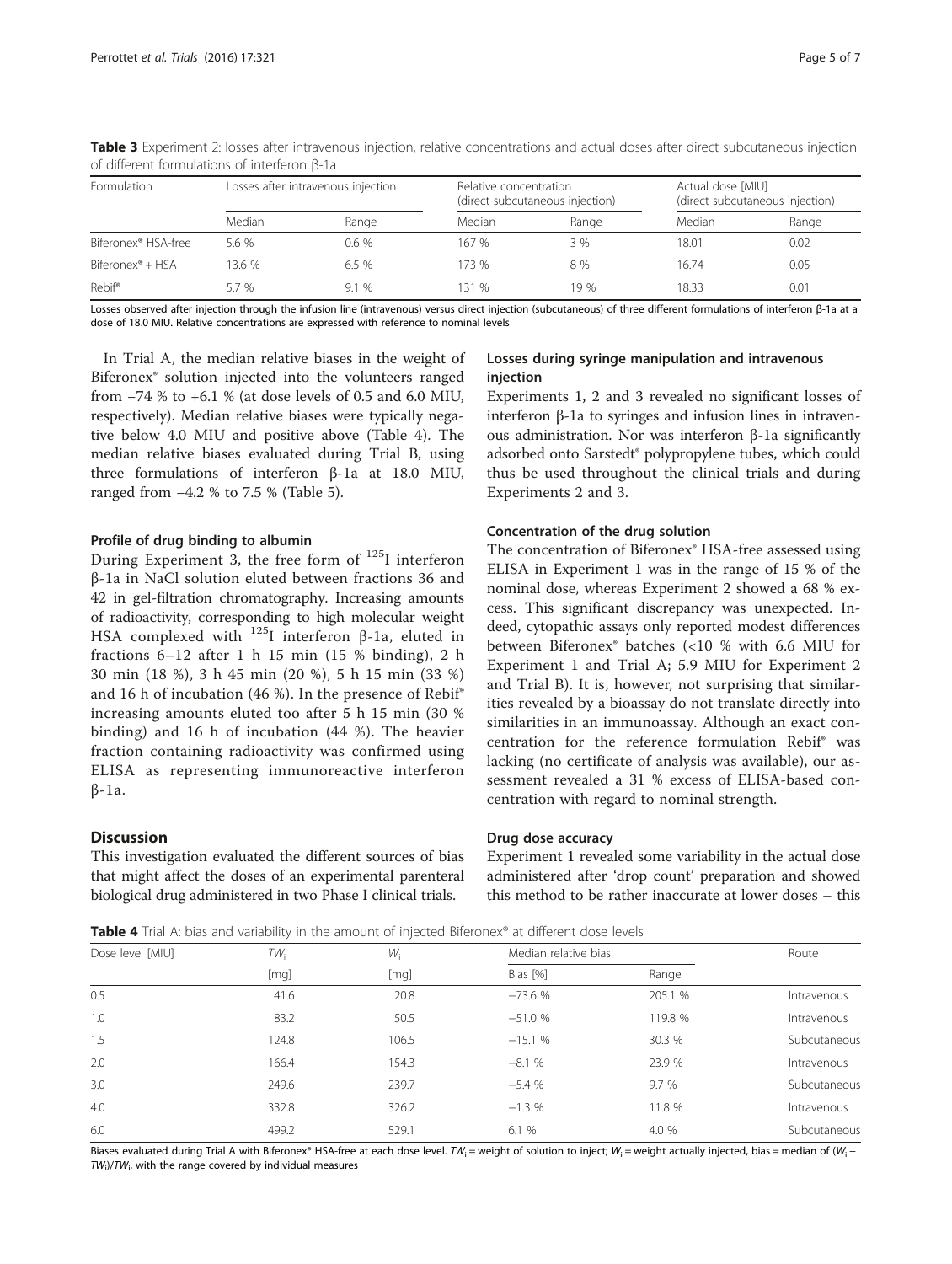**Table 3** Experiment 2: losses after intravenous injection, relative concentrations and actual doses after direct subcutaneous injection of different formulations of interferon β-1a

| Formulation | Losses after intravenous injection | | Relative concentration (direct subcutaneous injection) | | Actual dose [MIU] (direct subcutaneous injection) | |
|---|---|---|---|---|---|---|
| | Median | Range | Median | Range | Median | Range |
| Biferonex® HSA-free | 5.6 % | 0.6 % | 167 % | 3 % | 18.01 | 0.02 |
| Biferonex® + HSA | 13.6 % | 6.5 % | 173 % | 8 % | 16.74 | 0.05 |
| Rebif® | 5.7 % | 9.1 % | 131 % | 19 % | 18.33 | 0.01 |

Losses observed after injection through the infusion line (intravenous) versus direct injection (subcutaneous) of three different formulations of interferon β-1a at a dose of 18.0 MIU. Relative concentrations are expressed with reference to nominal levels

In Trial A, the median relative biases in the weight of Biferonex® solution injected into the volunteers ranged from −74 % to +6.1 % (at dose levels of 0.5 and 6.0 MIU, respectively). Median relative biases were typically negative below 4.0 MIU and positive above (Table 4). The median relative biases evaluated during Trial B, using three formulations of interferon β-1a at 18.0 MIU, ranged from −4.2 % to 7.5 % (Table 5).

### Profile of drug binding to albumin

During Experiment 3, the free form of $^{125}$I interferon β-1a in NaCl solution eluted between fractions 36 and 42 in gel-filtration chromatography. Increasing amounts of radioactivity, corresponding to high molecular weight HSA complexed with $^{125}$I interferon β-1a, eluted in fractions 6–12 after 1 h 15 min (15 % binding), 2 h 30 min (18 %), 3 h 45 min (20 %), 5 h 15 min (33 %) and 16 h of incubation (46 %). In the presence of Rebif® increasing amounts eluted too after 5 h 15 min (30 % binding) and 16 h of incubation (44 %). The heavier fraction containing radioactivity was confirmed using ELISA as representing immunoreactive interferon β-1a.

## Discussion

This investigation evaluated the different sources of bias that might affect the doses of an experimental parenteral biological drug administered in two Phase I clinical trials.

### Losses during syringe manipulation and intravenous injection

Experiments 1, 2 and 3 revealed no significant losses of interferon β-1a to syringes and infusion lines in intravenous administration. Nor was interferon β-1a significantly adsorbed onto Sarstedt® polypropylene tubes, which could thus be used throughout the clinical trials and during Experiments 2 and 3.

### Concentration of the drug solution

The concentration of Biferonex® HSA-free assessed using ELISA in Experiment 1 was in the range of 15 % of the nominal dose, whereas Experiment 2 showed a 68 % excess. This significant discrepancy was unexpected. Indeed, cytopathic assays only reported modest differences between Biferonex® batches (<10 % with 6.6 MIU for Experiment 1 and Trial A; 5.9 MIU for Experiment 2 and Trial B). It is, however, not surprising that similarities revealed by a bioassay do not translate directly into similarities in an immunoassay. Although an exact concentration for the reference formulation Rebif® was lacking (no certificate of analysis was available), our assessment revealed a 31 % excess of ELISA-based concentration with regard to nominal strength.

### Drug dose accuracy

Experiment 1 revealed some variability in the actual dose administered after 'drop count' preparation and showed this method to be rather inaccurate at lower doses – this

**Table 4** Trial A: bias and variability in the amount of injected Biferonex® at different dose levels

| Dose level [MIU] | $TW_i$ [mg] | $W_i$ [mg] | Median relative bias | | Route |
|---|---|---|---|---|---|
| | | | Bias [%] | Range | |
| 0.5 | 41.6 | 20.8 | −73.6 % | 205.1 % | Intravenous |
| 1.0 | 83.2 | 50.5 | −51.0 % | 119.8 % | Intravenous |
| 1.5 | 124.8 | 106.5 | −15.1 % | 30.3 % | Subcutaneous |
| 2.0 | 166.4 | 154.3 | −8.1 % | 23.9 % | Intravenous |
| 3.0 | 249.6 | 239.7 | −5.4 % | 9.7 % | Subcutaneous |
| 4.0 | 332.8 | 326.2 | −1.3 % | 11.8 % | Intravenous |
| 6.0 | 499.2 | 529.1 | 6.1 % | 4.0 % | Subcutaneous |

Biases evaluated during Trial A with Biferonex® HSA-free at each dose level. $TW_i$ = weight of solution to inject; $W_i$ = weight actually injected, bias = median of $(W_i - TW_i)/TW_i$, with the range covered by individual measures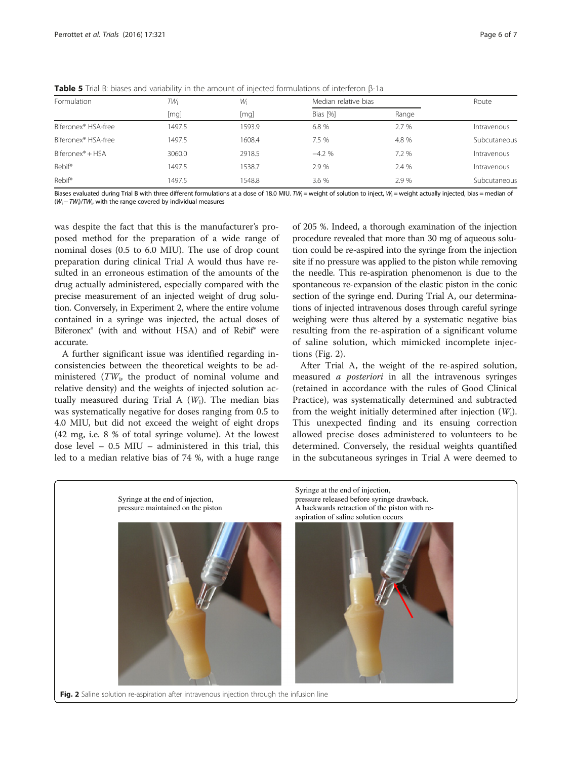**Table 5** Trial B: biases and variability in the amount of injected formulations of interferon β-1a

| Formulation | $TW_i$ | $W_i$ | Median relative bias | | Route |
|---|---|---|---|---|---|
| | [mg] | [mg] | Bias [%] | Range | |
| Biferonex® HSA-free | 1497.5 | 1593.9 | 6.8 % | 2.7 % | Intravenous |
| Biferonex® HSA-free | 1497.5 | 1608.4 | 7.5 % | 4.8 % | Subcutaneous |
| Biferonex® + HSA | 3060.0 | 2918.5 | −4.2 % | 7.2 % | Intravenous |
| Rebif® | 1497.5 | 1538.7 | 2.9 % | 2.4 % | Intravenous |
| Rebif® | 1497.5 | 1548.8 | 3.6 % | 2.9 % | Subcutaneous |

Biases evaluated during Trial B with three different formulations at a dose of 18.0 MIU. $TW_i$ = weight of solution to inject, $W_i$ = weight actually injected, bias = median of $(W_i - TW_i)/TW_i$, with the range covered by individual measures

was despite the fact that this is the manufacturer's proposed method for the preparation of a wide range of nominal doses (0.5 to 6.0 MIU). The use of drop count preparation during clinical Trial A would thus have resulted in an erroneous estimation of the amounts of the drug actually administered, especially compared with the precise measurement of an injected weight of drug solution. Conversely, in Experiment 2, where the entire volume contained in a syringe was injected, the actual doses of Biferonex® (with and without HSA) and of Rebif® were accurate.

A further significant issue was identified regarding inconsistencies between the theoretical weights to be administered ($TW_i$, the product of nominal volume and relative density) and the weights of injected solution actually measured during Trial A ($W_i$). The median bias was systematically negative for doses ranging from 0.5 to 4.0 MIU, but did not exceed the weight of eight drops (42 mg, i.e. 8 % of total syringe volume). At the lowest dose level – 0.5 MIU – administered in this trial, this led to a median relative bias of 74 %, with a huge range of 205 %. Indeed, a thorough examination of the injection procedure revealed that more than 30 mg of aqueous solution could be re-aspired into the syringe from the injection site if no pressure was applied to the piston while removing the needle. This re-aspiration phenomenon is due to the spontaneous re-expansion of the elastic piston in the conic section of the syringe end. During Trial A, our determinations of injected intravenous doses through careful syringe weighing were thus altered by a systematic negative bias resulting from the re-aspiration of a significant volume of saline solution, which mimicked incomplete injections (Fig. 2).

After Trial A, the weight of the re-aspired solution, measured *a posteriori* in all the intravenous syringes (retained in accordance with the rules of Good Clinical Practice), was systematically determined and subtracted from the weight initially determined after injection ($W_i$). This unexpected finding and its ensuing correction allowed precise doses administered to volunteers to be determined. Conversely, the residual weights quantified in the subcutaneous syringes in Trial A were deemed to

Syringe at the end of injection, pressure maintained on the piston

Syringe at the end of injection, pressure released before syringe drawback. A backwards retraction of the piston with re-aspiration of saline solution occurs

**Fig. 2** Saline solution re-aspiration after intravenous injection through the infusion line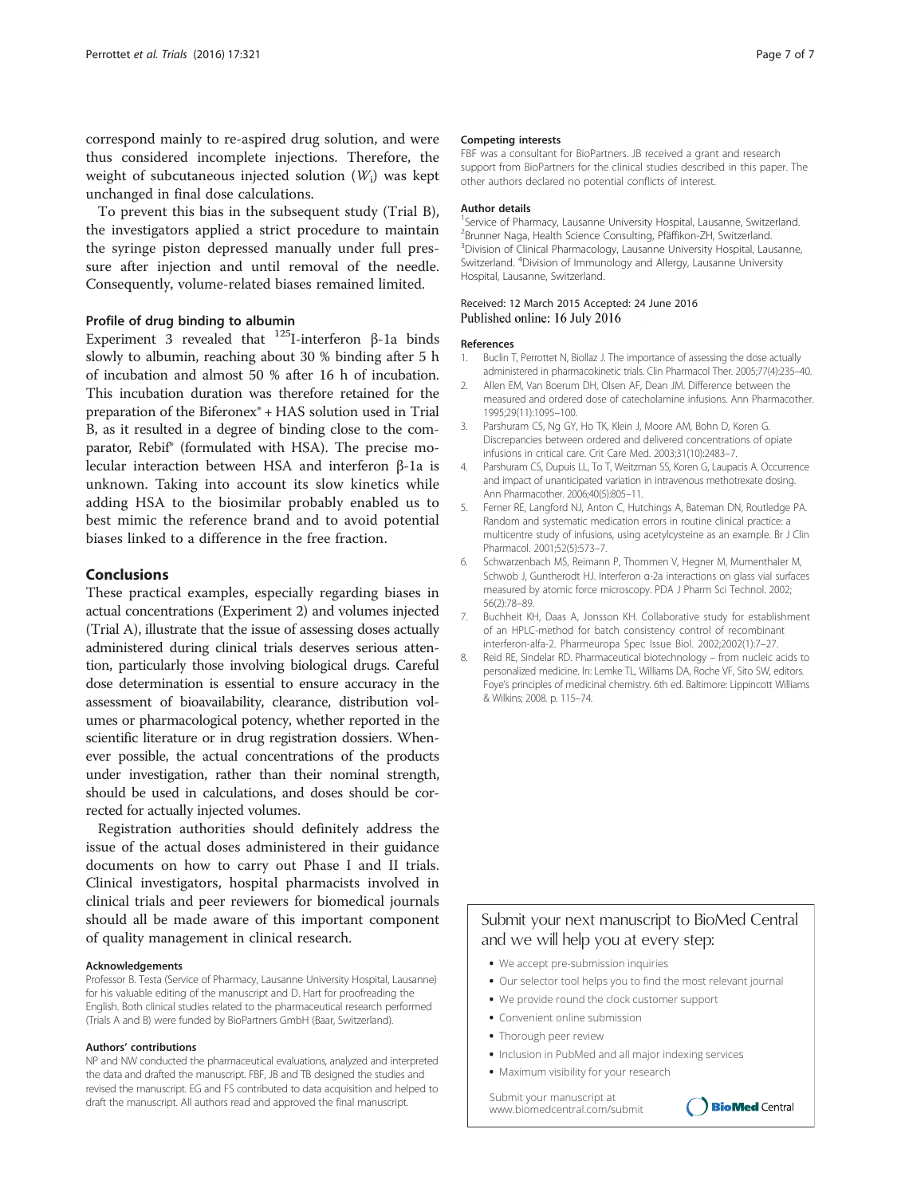correspond mainly to re-aspired drug solution, and were thus considered incomplete injections. Therefore, the weight of subcutaneous injected solution ($W_i$) was kept unchanged in final dose calculations.

To prevent this bias in the subsequent study (Trial B), the investigators applied a strict procedure to maintain the syringe piston depressed manually under full pressure after injection and until removal of the needle. Consequently, volume-related biases remained limited.

### Profile of drug binding to albumin

Experiment 3 revealed that $^{125}$I-interferon β-1a binds slowly to albumin, reaching about 30 % binding after 5 h of incubation and almost 50 % after 16 h of incubation. This incubation duration was therefore retained for the preparation of the Biferonex® + HAS solution used in Trial B, as it resulted in a degree of binding close to the comparator, Rebif® (formulated with HSA). The precise molecular interaction between HSA and interferon β-1a is unknown. Taking into account its slow kinetics while adding HSA to the biosimilar probably enabled us to best mimic the reference brand and to avoid potential biases linked to a difference in the free fraction.

## Conclusions

These practical examples, especially regarding biases in actual concentrations (Experiment 2) and volumes injected (Trial A), illustrate that the issue of assessing doses actually administered during clinical trials deserves serious attention, particularly those involving biological drugs. Careful dose determination is essential to ensure accuracy in the assessment of bioavailability, clearance, distribution volumes or pharmacological potency, whether reported in the scientific literature or in drug registration dossiers. Whenever possible, the actual concentrations of the products under investigation, rather than their nominal strength, should be used in calculations, and doses should be corrected for actually injected volumes.

Registration authorities should definitely address the issue of the actual doses administered in their guidance documents on how to carry out Phase I and II trials. Clinical investigators, hospital pharmacists involved in clinical trials and peer reviewers for biomedical journals should all be made aware of this important component of quality management in clinical research.

#### Acknowledgements

Professor B. Testa (Service of Pharmacy, Lausanne University Hospital, Lausanne) for his valuable editing of the manuscript and D. Hart for proofreading the English. Both clinical studies related to the pharmaceutical research performed (Trials A and B) were funded by BioPartners GmbH (Baar, Switzerland).

#### Authors' contributions

NP and NW conducted the pharmaceutical evaluations, analyzed and interpreted the data and drafted the manuscript. FBF, JB and TB designed the studies and revised the manuscript. EG and FS contributed to data acquisition and helped to draft the manuscript. All authors read and approved the final manuscript.

#### Competing interests

FBF was a consultant for BioPartners. JB received a grant and research support from BioPartners for the clinical studies described in this paper. The other authors declared no potential conflicts of interest.

#### Author details

[1]Service of Pharmacy, Lausanne University Hospital, Lausanne, Switzerland. [2]Brunner Naga, Health Science Consulting, Pfäffikon-ZH, Switzerland. [3]Division of Clinical Pharmacology, Lausanne University Hospital, Lausanne, Switzerland. [4]Division of Immunology and Allergy, Lausanne University Hospital, Lausanne, Switzerland.

Received: 12 March 2015 Accepted: 24 June 2016
Published online: 16 July 2016

#### References

1. Buclin T, Perrottet N, Biollaz J. The importance of assessing the dose actually administered in pharmacokinetic trials. Clin Pharmacol Ther. 2005;77(4):235–40.
2. Allen EM, Van Boerum DH, Olsen AF, Dean JM. Difference between the measured and ordered dose of catecholamine infusions. Ann Pharmacother. 1995;29(11):1095–100.
3. Parshuram CS, Ng GY, Ho TK, Klein J, Moore AM, Bohn D, Koren G. Discrepancies between ordered and delivered concentrations of opiate infusions in critical care. Crit Care Med. 2003;31(10):2483–7.
4. Parshuram CS, Dupuis LL, To T, Weitzman SS, Koren G, Laupacis A. Occurrence and impact of unanticipated variation in intravenous methotrexate dosing. Ann Pharmacother. 2006;40(5):805–11.
5. Ferner RE, Langford NJ, Anton C, Hutchings A, Bateman DN, Routledge PA. Random and systematic medication errors in routine clinical practice: a multicentre study of infusions, using acetylcysteine as an example. Br J Clin Pharmacol. 2001;52(5):573–7.
6. Schwarzenbach MS, Reimann P, Thommen V, Hegner M, Mumenthaler M, Schwob J, Guntherodt HJ. Interferon α-2a interactions on glass vial surfaces measured by atomic force microscopy. PDA J Pharm Sci Technol. 2002; 56(2):78–89.
7. Buchheit KH, Daas A, Jonsson KH. Collaborative study for establishment of an HPLC-method for batch consistency control of recombinant interferon-alfa-2. Pharmeuropa Spec Issue Biol. 2002;2002(1):7–27.
8. Reid RE, Sindelar RD. Pharmaceutical biotechnology – from nucleic acids to personalized medicine. In: Lemke TL, Williams DA, Roche VF, Sito SW, editors. Foye's principles of medicinal chemistry. 6th ed. Baltimore: Lippincott Williams & Wilkins; 2008. p. 115–74.